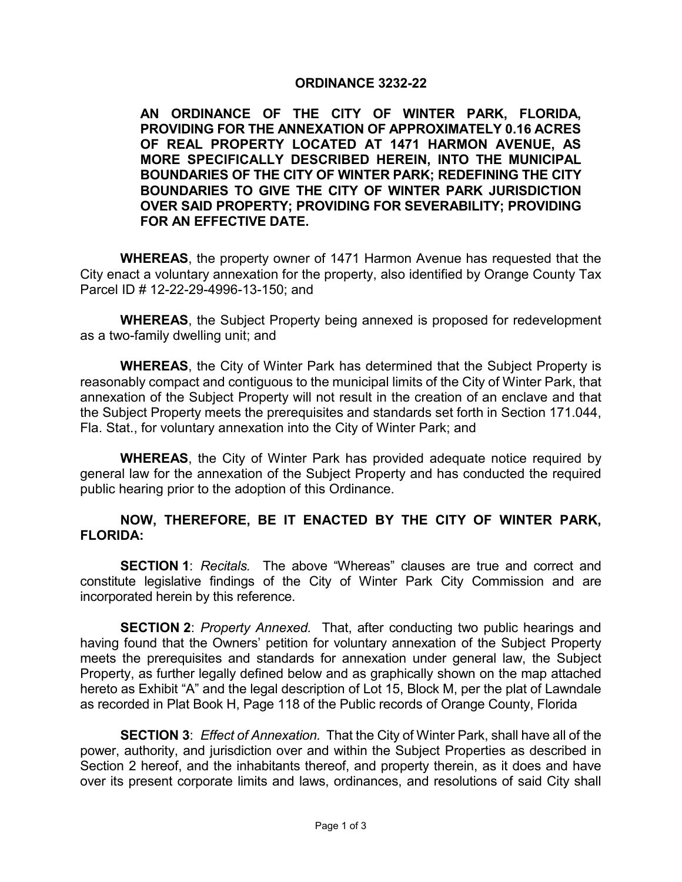# ORDINANCE 3232-22

**AN ORDINANCE OF THE CITY OF WINTER PARK, FLORIDA, PROVIDING FOR THE ANNEXATION OF APPROXIMATELY 0.16 ACRES OF REAL PROPERTY LOCATED AT 1471 HARMON AVENUE, AS MORE SPECIFICALLY DESCRIBED HEREIN, INTO THE MUNICIPAL BOUNDARIES OF THE CITY OF WINTER PARK; REDEFINING THE CITY BOUNDARIES TO GIVE THE CITY OF WINTER PARK JURISDICTION OVER SAID PROPERTY; PROVIDING FOR SEVERABILITY; PROVIDING FOR AN EFFECTIVE DATE.**

**WHEREAS**, the property owner of 1471 Harmon Avenue has requested that the City enact a voluntary annexation for the property, also identified by Orange County Tax Parcel ID # 12-22-29-4996-13-150; and

**WHEREAS**, the Subject Property being annexed is proposed for redevelopment as a two-family dwelling unit; and

**WHEREAS**, the City of Winter Park has determined that the Subject Property is reasonably compact and contiguous to the municipal limits of the City of Winter Park, that annexation of the Subject Property will not result in the creation of an enclave and that the Subject Property meets the prerequisites and standards set forth in Section 171.044, Fla. Stat., for voluntary annexation into the City of Winter Park; and

**WHEREAS**, the City of Winter Park has provided adequate notice required by general law for the annexation of the Subject Property and has conducted the required public hearing prior to the adoption of this Ordinance.

**NOW, THEREFORE, BE IT ENACTED BY THE CITY OF WINTER PARK, FLORIDA:**

**SECTION 1**: *Recitals.* The above "Whereas" clauses are true and correct and constitute legislative findings of the City of Winter Park City Commission and are incorporated herein by this reference.

**SECTION 2**: *Property Annexed.* That, after conducting two public hearings and having found that the Owners' petition for voluntary annexation of the Subject Property meets the prerequisites and standards for annexation under general law, the Subject Property, as further legally defined below and as graphically shown on the map attached hereto as Exhibit "A" and the legal description of Lot 15, Block M, per the plat of Lawndale as recorded in Plat Book H, Page 118 of the Public records of Orange County, Florida

**SECTION 3**: *Effect of Annexation.* That the City of Winter Park, shall have all of the power, authority, and jurisdiction over and within the Subject Properties as described in Section 2 hereof, and the inhabitants thereof, and property therein, as it does and have over its present corporate limits and laws, ordinances, and resolutions of said City shall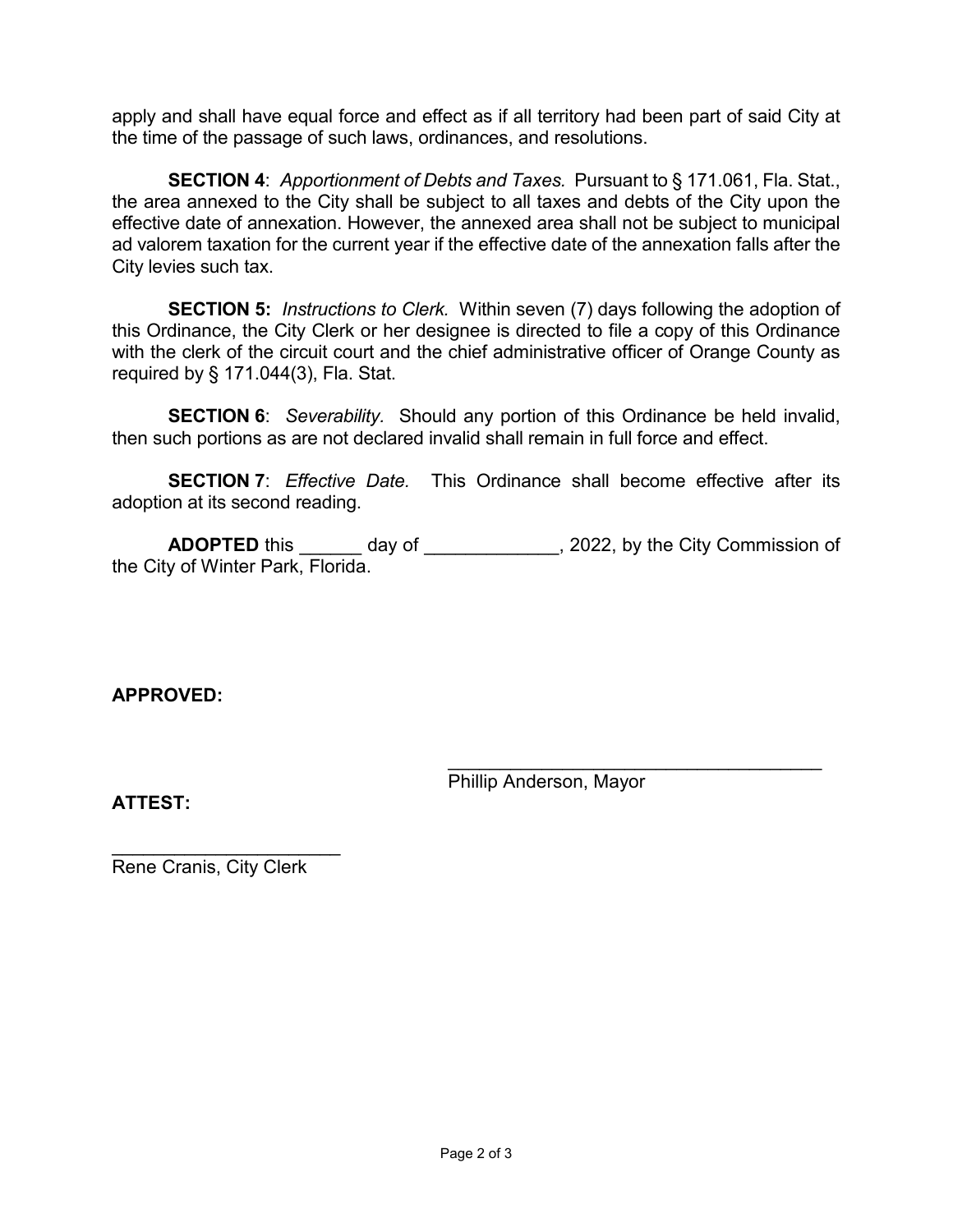apply and shall have equal force and effect as if all territory had been part of said City at the time of the passage of such laws, ordinances, and resolutions.

**SECTION 4**: *Apportionment of Debts and Taxes.* Pursuant to § 171.061, Fla. Stat., the area annexed to the City shall be subject to all taxes and debts of the City upon the effective date of annexation. However, the annexed area shall not be subject to municipal ad valorem taxation for the current year if the effective date of the annexation falls after the City levies such tax.

**SECTION 5:** *Instructions to Clerk.* Within seven (7) days following the adoption of this Ordinance, the City Clerk or her designee is directed to file a copy of this Ordinance with the clerk of the circuit court and the chief administrative officer of Orange County as required by § 171.044(3), Fla. Stat.

**SECTION 6**: *Severability.* Should any portion of this Ordinance be held invalid, then such portions as are not declared invalid shall remain in full force and effect.

**SECTION 7**: *Effective Date.* This Ordinance shall become effective after its adoption at its second reading.

**ADOPTED** this ______ day of _____________, 2022, by the City Commission of the City of Winter Park, Florida.

**APPROVED:**

_____________________________________
Phillip Anderson, Mayor

**ATTEST:**

______________________
Rene Cranis, City Clerk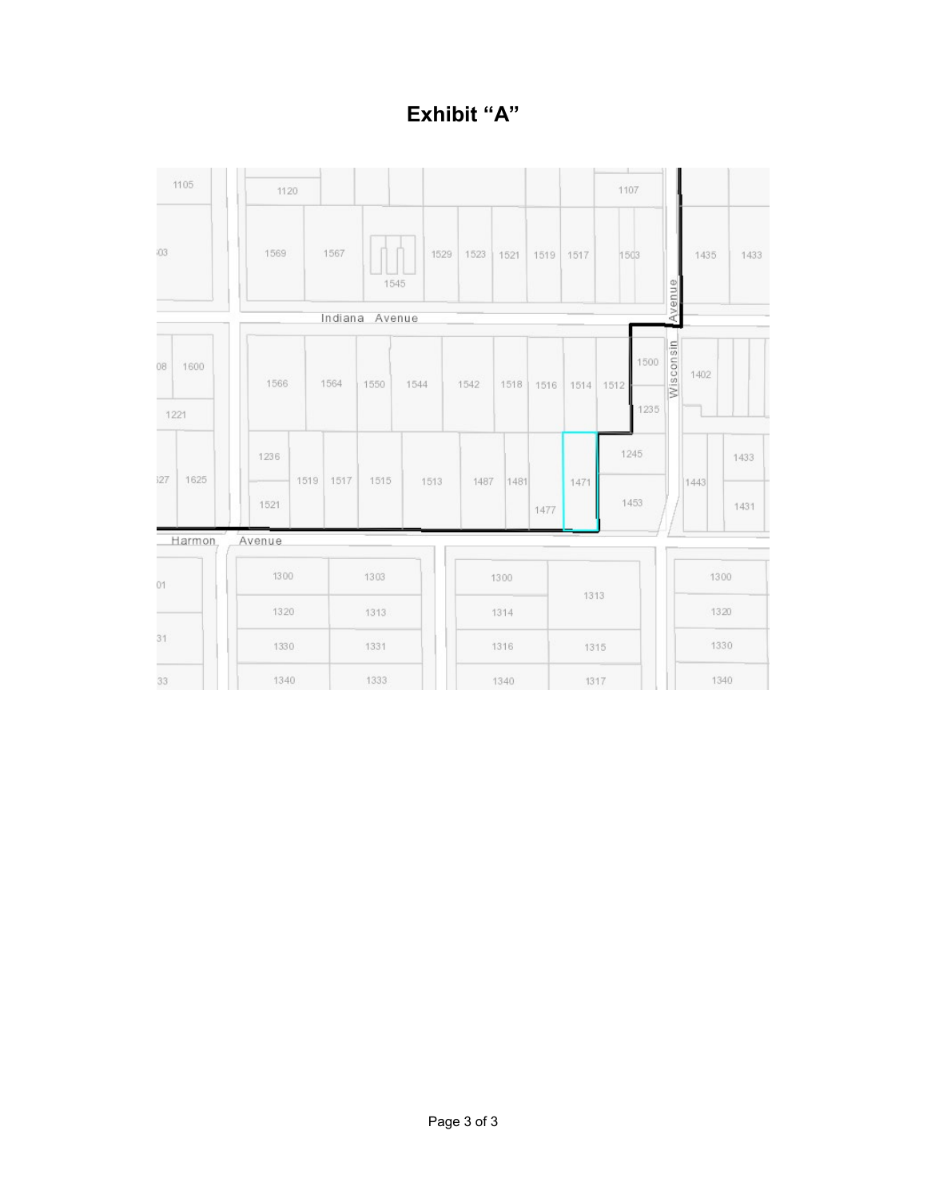# Exhibit "A"

Indiana Avenue

Harmon Avenue

Wisconsin Avenue

1105
1120
1107
;03
1569
1567
1545
1529
1523
1521
1519
1517
1503
1435
1433
08
1600
1566
1564
1550
1544
1542
1518
1516
1514
1512
1500
1402
1235
1221
1236
1245
1433
27
1625
1519
1517
1515
1513
1487
1481
1471
1443
1521
1477
1453
1431
01
1300
1303
1300
1313
1300
1320
1313
1314
1320
31
1330
1331
1316
1315
1330
33
1340
1333
1340
1317
1340